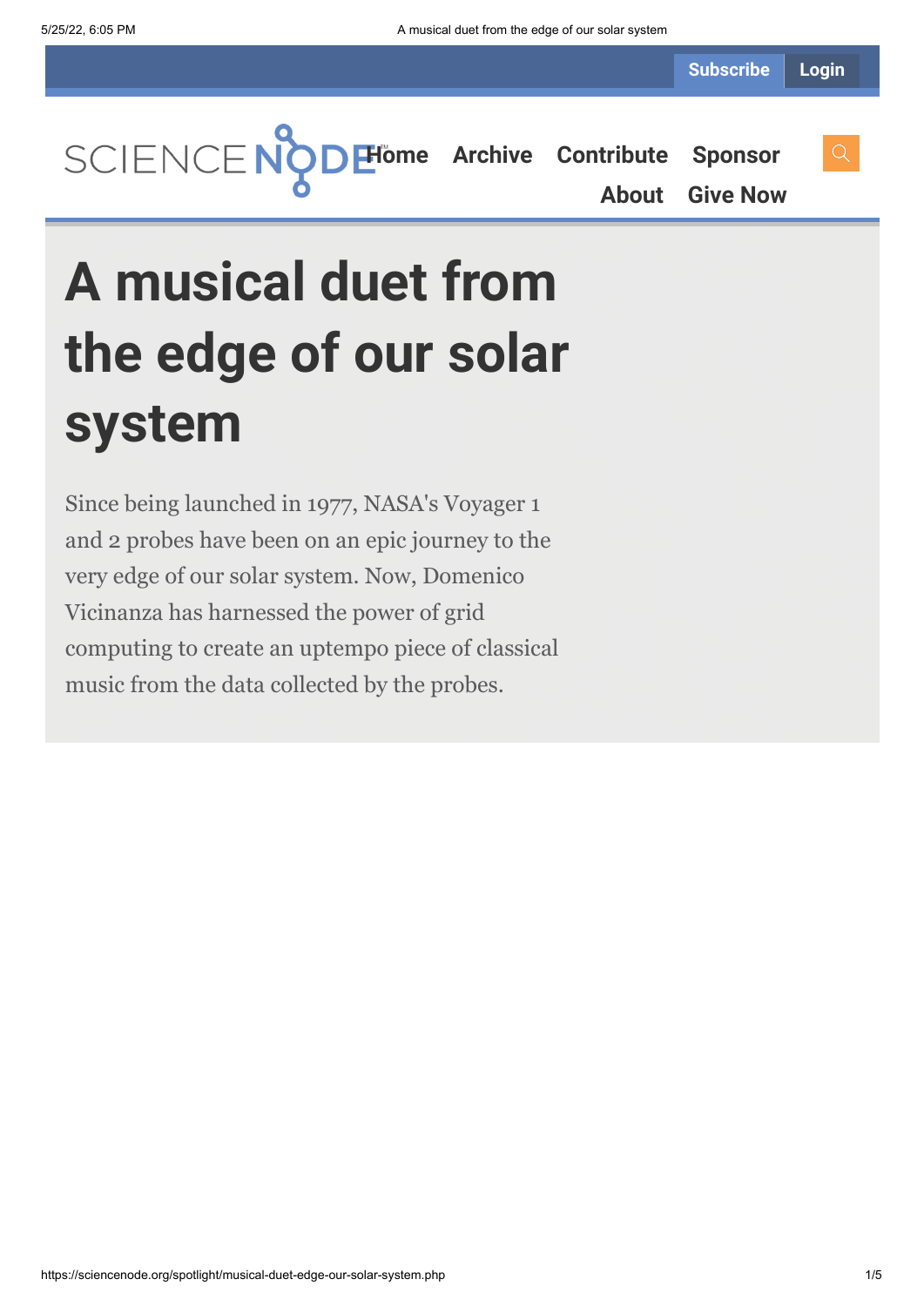Subscribe Login

SCIENCE NODE

Home Archive Contribute Sponsor About Give Now

# A musical duet from the edge of our solar system

Since being launched in 1977, NASA's Voyager 1 and 2 probes have been on an epic journey to the very edge of our solar system. Now, Domenico Vicinanza has harnessed the power of grid computing to create an uptempo piece of classical music from the data collected by the probes.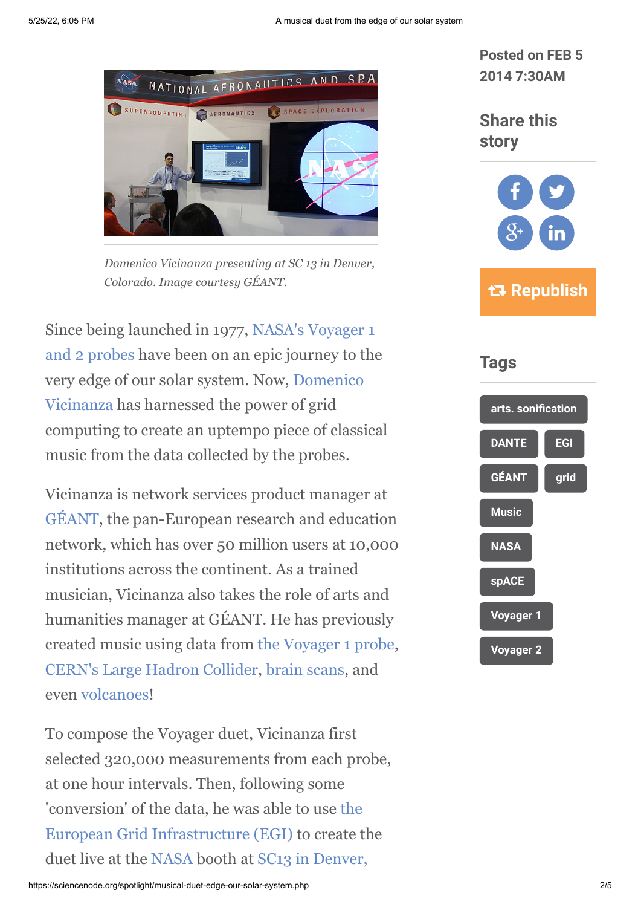Domenico Vicinanza presenting at SC 13 in Denver, Colorado. Image courtesy GÉANT.

Since being launched in 1977, NASA's Voyager 1 and 2 probes have been on an epic journey to the very edge of our solar system. Now, Domenico Vicinanza has harnessed the power of grid computing to create an uptempo piece of classical music from the data collected by the probes.

Vicinanza is network services product manager at GÉANT, the pan-European research and education network, which has over 50 million users at 10,000 institutions across the continent. As a trained musician, Vicinanza also takes the role of arts and humanities manager at GÉANT. He has previously created music using data from the Voyager 1 probe, CERN's Large Hadron Collider, brain scans, and even volcanoes!

To compose the Voyager duet, Vicinanza first selected 320,000 measurements from each probe, at one hour intervals. Then, following some 'conversion' of the data, he was able to use the European Grid Infrastructure (EGI) to create the duet live at the NASA booth at SC13 in Denver,

**Posted on FEB 5 2014 7:30AM**

## Share this story

Republish

## Tags

- arts. sonification
- DANTE
- EGI
- GÉANT
- grid
- Music
- NASA
- spACE
- Voyager 1
- Voyager 2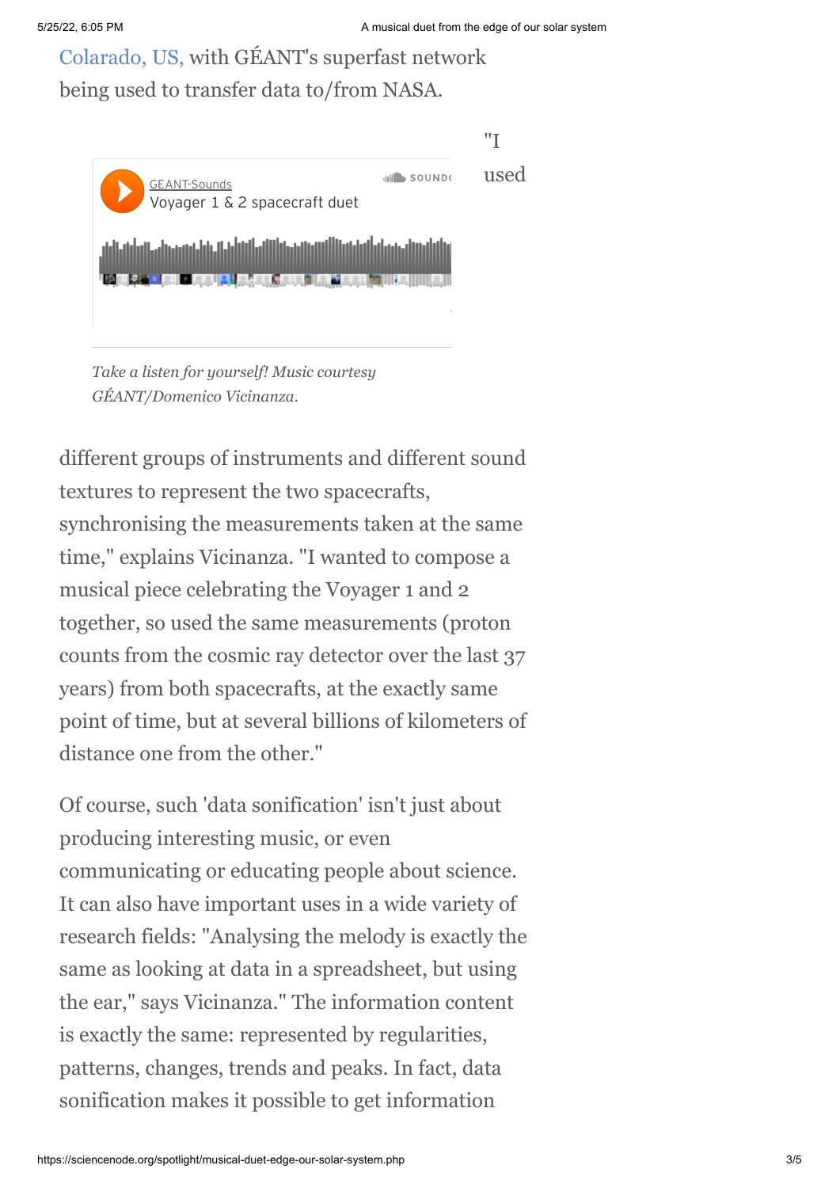Colarado, US, with GÉANT's superfast network being used to transfer data to/from NASA.

GEANT-Sounds
Voyager 1 & 2 spacecraft duet

*Take a listen for yourself! Music courtesy GÉANT/Domenico Vicinanza.*

"I used different groups of instruments and different sound textures to represent the two spacecrafts, synchronising the measurements taken at the same time," explains Vicinanza. "I wanted to compose a musical piece celebrating the Voyager 1 and 2 together, so used the same measurements (proton counts from the cosmic ray detector over the last 37 years) from both spacecrafts, at the exactly same point of time, but at several billions of kilometers of distance one from the other."

Of course, such 'data sonification' isn't just about producing interesting music, or even communicating or educating people about science. It can also have important uses in a wide variety of research fields: "Analysing the melody is exactly the same as looking at data in a spreadsheet, but using the ear," says Vicinanza." The information content is exactly the same: represented by regularities, patterns, changes, trends and peaks. In fact, data sonification makes it possible to get information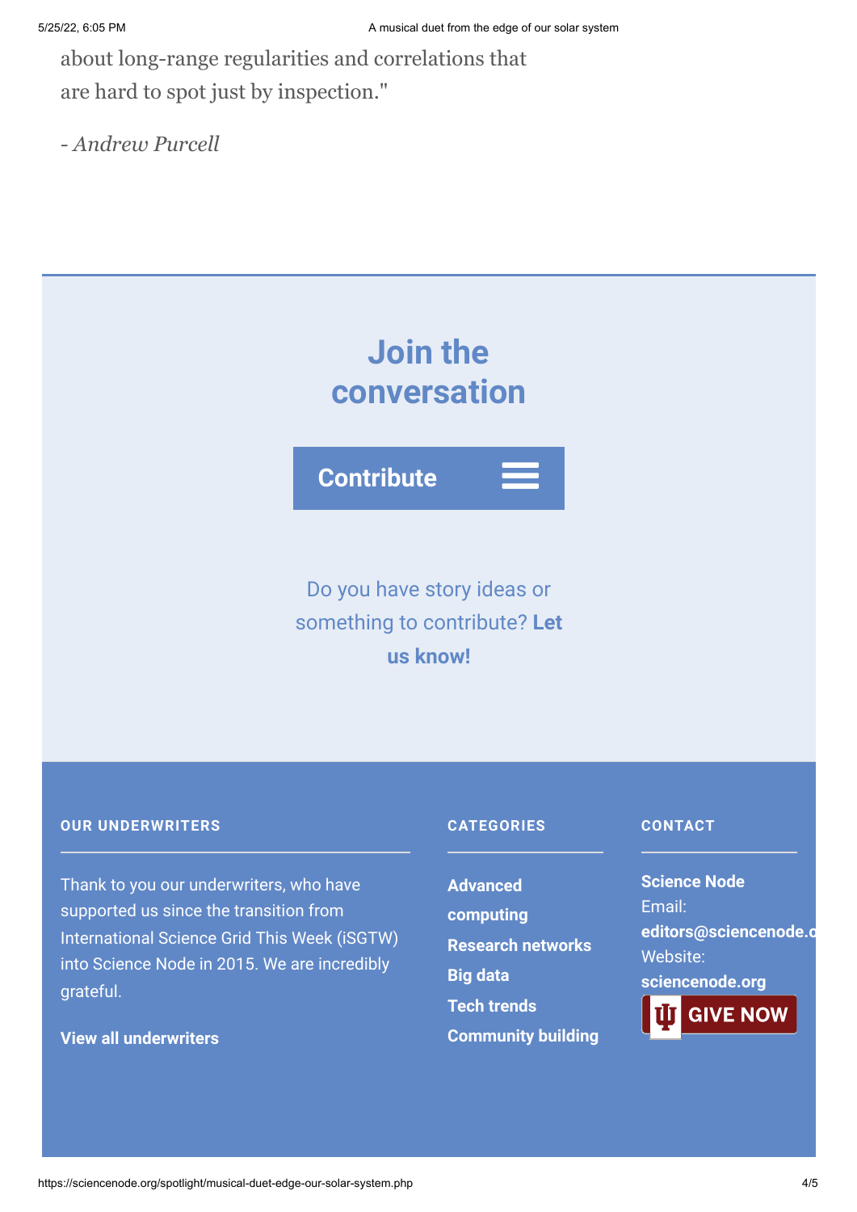about long-range regularities and correlations that are hard to spot just by inspection."

*- Andrew Purcell*

## Join the conversation

**Contribute**

Do you have story ideas or something to contribute? **Let us know!**

#### OUR UNDERWRITERS

Thank to you our underwriters, who have supported us since the transition from International Science Grid This Week (iSGTW) into Science Node in 2015. We are incredibly grateful.

**View all underwriters**

#### CATEGORIES

- **Advanced computing**
- **Research networks**
- **Big data**
- **Tech trends**
- **Community building**

#### CONTACT

**Science Node**
Email: **editors@sciencenode.o**
Website: **sciencenode.org**

**GIVE NOW**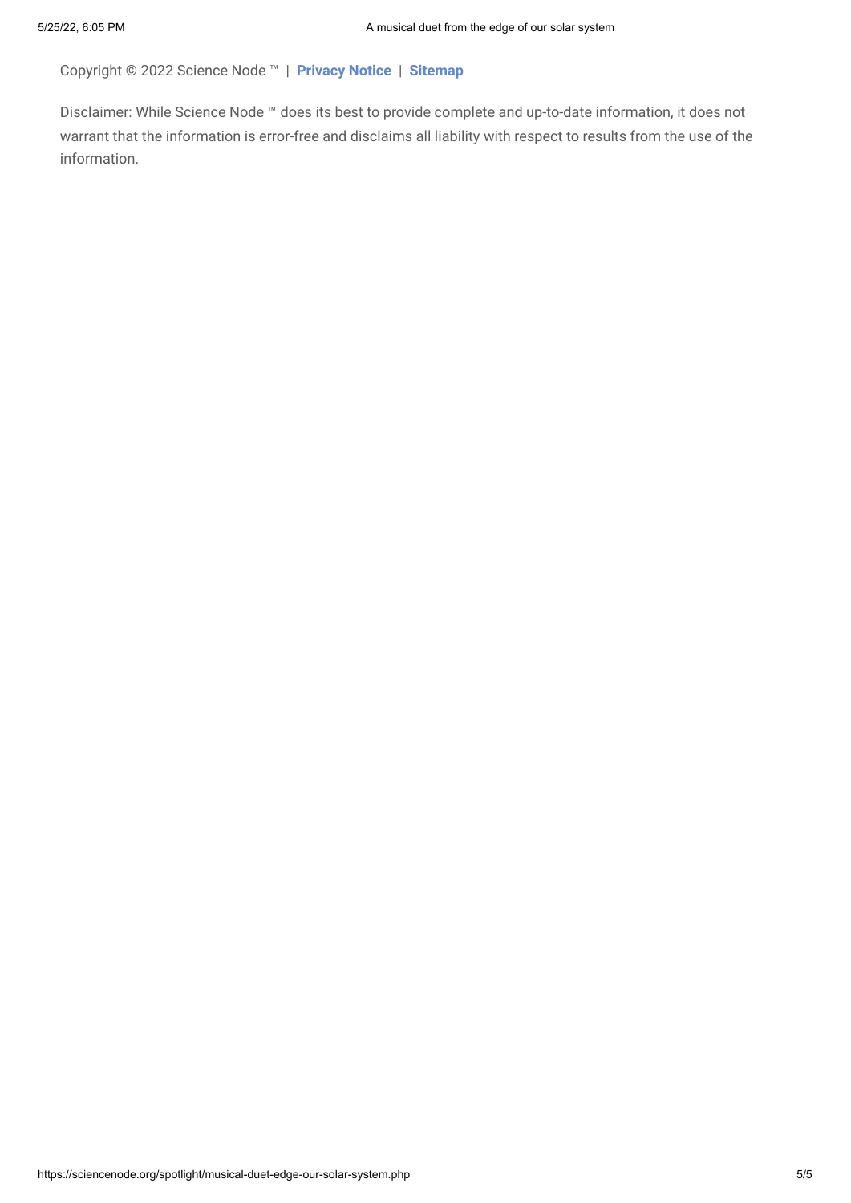Copyright © 2022 Science Node ™ | **Privacy Notice** | **Sitemap**

Disclaimer: While Science Node ™ does its best to provide complete and up-to-date information, it does not warrant that the information is error-free and disclaims all liability with respect to results from the use of the information.